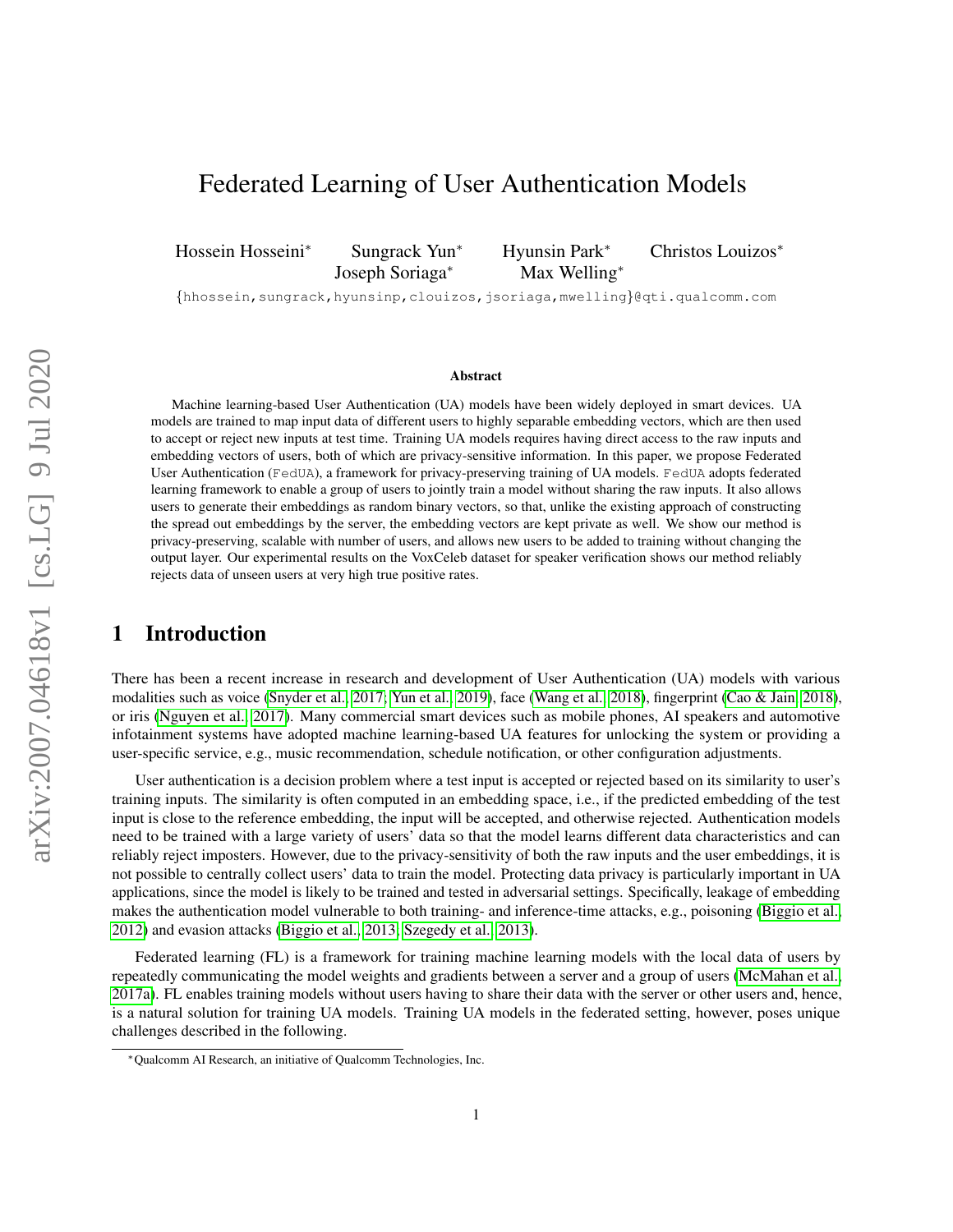# Federated Learning of User Authentication Models

Hossein Hosseini* Sungrack Yun* Hyunsin Park* Christos Louizos* Joseph Soriaga* Max Welling*

{hhossein,sungrack,hyunsinp,clouizos,jsoriaga,mwelling}@qti.qualcomm.com

## Abstract

Machine learning-based User Authentication (UA) models have been widely deployed in smart devices. UA models are trained to map input data of different users to highly separable embedding vectors, which are then used to accept or reject new inputs at test time. Training UA models requires having direct access to the raw inputs and embedding vectors of users, both of which are privacy-sensitive information. In this paper, we propose Federated User Authentication (FedUA), a framework for privacy-preserving training of UA models. FedUA adopts federated learning framework to enable a group of users to jointly train a model without sharing the raw inputs. It also allows users to generate their embeddings as random binary vectors, so that, unlike the existing approach of constructing the spread out embeddings by the server, the embedding vectors are kept private as well. We show our method is privacy-preserving, scalable with number of users, and allows new users to be added to training without changing the output layer. Our experimental results on the VoxCeleb dataset for speaker verification shows our method reliably rejects data of unseen users at very high true positive rates.

## 1 Introduction

There has been a recent increase in research and development of User Authentication (UA) models with various modalities such as voice (Snyder et al., 2017; Yun et al., 2019), face (Wang et al., 2018), fingerprint (Cao & Jain, 2018), or iris (Nguyen et al., 2017). Many commercial smart devices such as mobile phones, AI speakers and automotive infotainment systems have adopted machine learning-based UA features for unlocking the system or providing a user-specific service, e.g., music recommendation, schedule notification, or other configuration adjustments.

User authentication is a decision problem where a test input is accepted or rejected based on its similarity to user's training inputs. The similarity is often computed in an embedding space, i.e., if the predicted embedding of the test input is close to the reference embedding, the input will be accepted, and otherwise rejected. Authentication models need to be trained with a large variety of users' data so that the model learns different data characteristics and can reliably reject imposters. However, due to the privacy-sensitivity of both the raw inputs and the user embeddings, it is not possible to centrally collect users' data to train the model. Protecting data privacy is particularly important in UA applications, since the model is likely to be trained and tested in adversarial settings. Specifically, leakage of embedding makes the authentication model vulnerable to both training- and inference-time attacks, e.g., poisoning (Biggio et al., 2012) and evasion attacks (Biggio et al., 2013; Szegedy et al., 2013).

Federated learning (FL) is a framework for training machine learning models with the local data of users by repeatedly communicating the model weights and gradients between a server and a group of users (McMahan et al., 2017a). FL enables training models without users having to share their data with the server or other users and, hence, is a natural solution for training UA models. Training UA models in the federated setting, however, poses unique challenges described in the following.

*Qualcomm AI Research, an initiative of Qualcomm Technologies, Inc.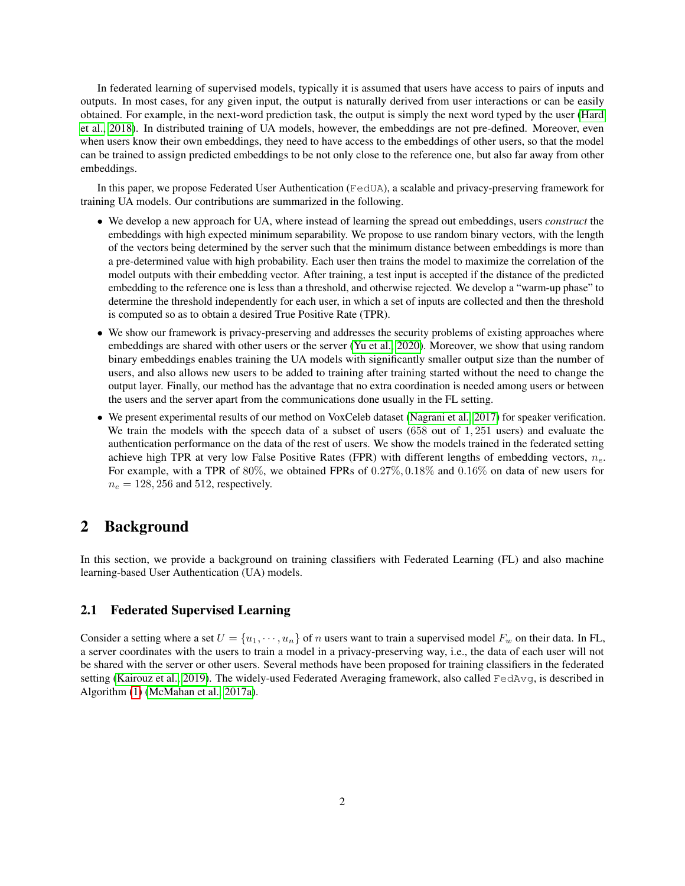In federated learning of supervised models, typically it is assumed that users have access to pairs of inputs and outputs. In most cases, for any given input, the output is naturally derived from user interactions or can be easily obtained. For example, in the next-word prediction task, the output is simply the next word typed by the user (Hard et al., 2018). In distributed training of UA models, however, the embeddings are not pre-defined. Moreover, even when users know their own embeddings, they need to have access to the embeddings of other users, so that the model can be trained to assign predicted embeddings to be not only close to the reference one, but also far away from other embeddings.

In this paper, we propose Federated User Authentication (`FedUA`), a scalable and privacy-preserving framework for training UA models. Our contributions are summarized in the following.

- We develop a new approach for UA, where instead of learning the spread out embeddings, users *construct* the embeddings with high expected minimum separability. We propose to use random binary vectors, with the length of the vectors being determined by the server such that the minimum distance between embeddings is more than a pre-determined value with high probability. Each user then trains the model to maximize the correlation of the model outputs with their embedding vector. After training, a test input is accepted if the distance of the predicted embedding to the reference one is less than a threshold, and otherwise rejected. We develop a "warm-up phase" to determine the threshold independently for each user, in which a set of inputs are collected and then the threshold is computed so as to obtain a desired True Positive Rate (TPR).
- We show our framework is privacy-preserving and addresses the security problems of existing approaches where embeddings are shared with other users or the server (Yu et al., 2020). Moreover, we show that using random binary embeddings enables training the UA models with significantly smaller output size than the number of users, and also allows new users to be added to training after training started without the need to change the output layer. Finally, our method has the advantage that no extra coordination is needed among users or between the users and the server apart from the communications done usually in the FL setting.
- We present experimental results of our method on VoxCeleb dataset (Nagrani et al., 2017) for speaker verification. We train the models with the speech data of a subset of users ($658$ out of $1,251$ users) and evaluate the authentication performance on the data of the rest of users. We show the models trained in the federated setting achieve high TPR at very low False Positive Rates (FPR) with different lengths of embedding vectors, $n_e$. For example, with a TPR of $80\%$, we obtained FPRs of $0.27\%, 0.18\%$ and $0.16\%$ on data of new users for $n_e = 128, 256$ and $512$, respectively.

## 2 Background

In this section, we provide a background on training classifiers with Federated Learning (FL) and also machine learning-based User Authentication (UA) models.

### 2.1 Federated Supervised Learning

Consider a setting where a set $U = \{u_1, \cdots, u_n\}$ of $n$ users want to train a supervised model $F_w$ on their data. In FL, a server coordinates with the users to train a model in a privacy-preserving way, i.e., the data of each user will not be shared with the server or other users. Several methods have been proposed for training classifiers in the federated setting (Kairouz et al., 2019). The widely-used Federated Averaging framework, also called `FedAvg`, is described in Algorithm (1) (McMahan et al., 2017a).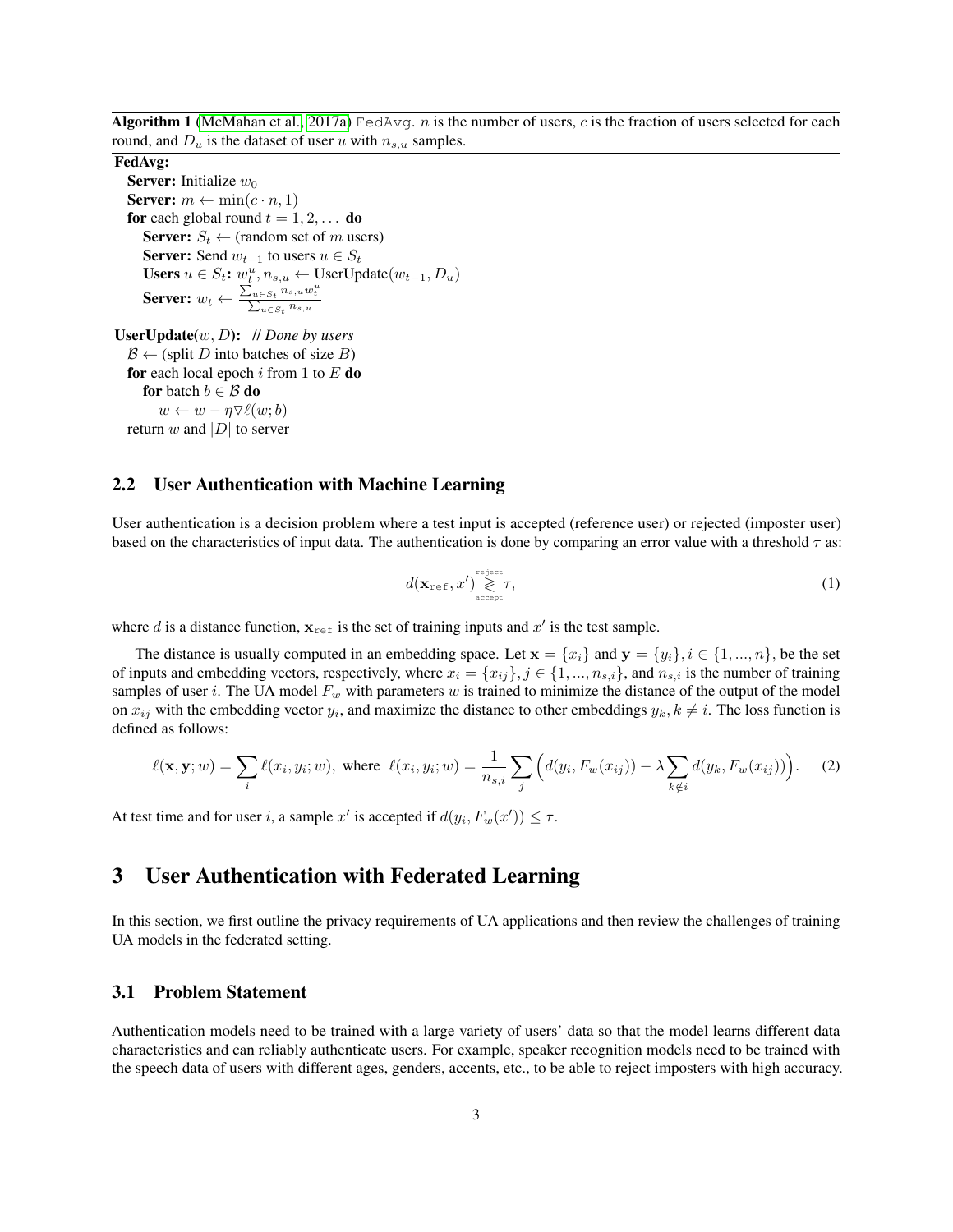**Algorithm 1** (McMahan et al., 2017a) `FedAvg`. $n$ is the number of users, $c$ is the fraction of users selected for each round, and $D_u$ is the dataset of user $u$ with $n_{s,u}$ samples.

**FedAvg:**

- **Server:** Initialize $w_0$
- **Server:** $m \leftarrow \min(c \cdot n, 1)$
- **for** each global round $t = 1, 2, \dots$ **do**
  - **Server:** $S_t \leftarrow$ (random set of $m$ users)
  - **Server:** Send $w_{t-1}$ to users $u \in S_t$
  - **Users** $u \in S_t$**:** $w_t^u, n_{s,u} \leftarrow$ UserUpdate$(w_{t-1}, D_u)$
  - **Server:** $w_t \leftarrow \frac{\sum_{u \in S_t} n_{s,u} w_t^u}{\sum_{u \in S_t} n_{s,u}}$

**UserUpdate**$(w, D)$**:** // *Done by users*

- $\mathcal{B} \leftarrow$ (split $D$ into batches of size $B$)
- **for** each local epoch $i$ from 1 to $E$ **do**
  - **for** batch $b \in \mathcal{B}$ **do**
    - $w \leftarrow w - \eta \nabla \ell(w; b)$
- return $w$ and $|D|$ to server

## 2.2 User Authentication with Machine Learning

User authentication is a decision problem where a test input is accepted (reference user) or rejected (imposter user) based on the characteristics of input data. The authentication is done by comparing an error value with a threshold $\tau$ as:

$$d(\mathbf{x}_{\text{ref}}, x') \underset{\text{accept}}{\overset{\text{reject}}{\gtrless}} \tau, \tag{1}$$

where $d$ is a distance function, $\mathbf{x}_{\text{ref}}$ is the set of training inputs and $x'$ is the test sample.

The distance is usually computed in an embedding space. Let $\mathbf{x} = \{x_i\}$ and $\mathbf{y} = \{y_i\}, i \in \{1, ..., n\}$, be the set of inputs and embedding vectors, respectively, where $x_i = \{x_{ij}\}, j \in \{1, ..., n_{s,i}\}$, and $n_{s,i}$ is the number of training samples of user $i$. The UA model $F_w$ with parameters $w$ is trained to minimize the distance of the output of the model on $x_{ij}$ with the embedding vector $y_i$, and maximize the distance to other embeddings $y_k, k \neq i$. The loss function is defined as follows:

$$\ell(\mathbf{x}, \mathbf{y}; w) = \sum_i \ell(x_i, y_i; w), \text{ where } \ell(x_i, y_i; w) = \frac{1}{n_{s,i}} \sum_j \Big( d(y_i, F_w(x_{ij})) - \lambda \sum_{k \notin i} d(y_k, F_w(x_{ij})) \Big). \tag{2}$$

At test time and for user $i$, a sample $x'$ is accepted if $d(y_i, F_w(x')) \leq \tau$.

# 3 User Authentication with Federated Learning

In this section, we first outline the privacy requirements of UA applications and then review the challenges of training UA models in the federated setting.

## 3.1 Problem Statement

Authentication models need to be trained with a large variety of users' data so that the model learns different data characteristics and can reliably authenticate users. For example, speaker recognition models need to be trained with the speech data of users with different ages, genders, accents, etc., to be able to reject imposters with high accuracy.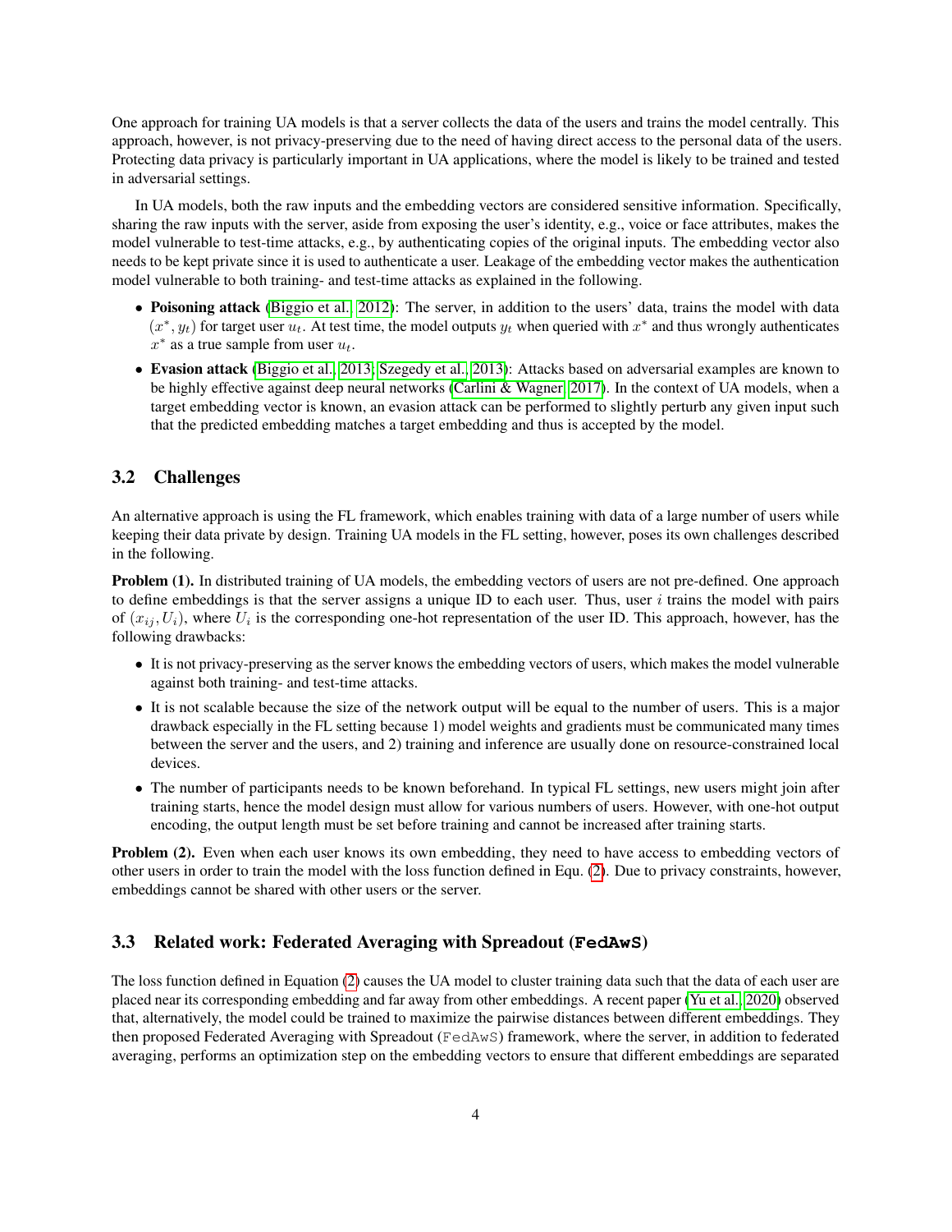One approach for training UA models is that a server collects the data of the users and trains the model centrally. This approach, however, is not privacy-preserving due to the need of having direct access to the personal data of the users. Protecting data privacy is particularly important in UA applications, where the model is likely to be trained and tested in adversarial settings.

In UA models, both the raw inputs and the embedding vectors are considered sensitive information. Specifically, sharing the raw inputs with the server, aside from exposing the user's identity, e.g., voice or face attributes, makes the model vulnerable to test-time attacks, e.g., by authenticating copies of the original inputs. The embedding vector also needs to be kept private since it is used to authenticate a user. Leakage of the embedding vector makes the authentication model vulnerable to both training- and test-time attacks as explained in the following.

- **Poisoning attack** (Biggio et al., 2012): The server, in addition to the users' data, trains the model with data $(x^*, y_t)$ for target user $u_t$. At test time, the model outputs $y_t$ when queried with $x^*$ and thus wrongly authenticates $x^*$ as a true sample from user $u_t$.
- **Evasion attack** (Biggio et al., 2013; Szegedy et al., 2013): Attacks based on adversarial examples are known to be highly effective against deep neural networks (Carlini & Wagner, 2017). In the context of UA models, when a target embedding vector is known, an evasion attack can be performed to slightly perturb any given input such that the predicted embedding matches a target embedding and thus is accepted by the model.

## 3.2 Challenges

An alternative approach is using the FL framework, which enables training with data of a large number of users while keeping their data private by design. Training UA models in the FL setting, however, poses its own challenges described in the following.

**Problem (1).** In distributed training of UA models, the embedding vectors of users are not pre-defined. One approach to define embeddings is that the server assigns a unique ID to each user. Thus, user $i$ trains the model with pairs of $(x_{ij}, U_i)$, where $U_i$ is the corresponding one-hot representation of the user ID. This approach, however, has the following drawbacks:

- It is not privacy-preserving as the server knows the embedding vectors of users, which makes the model vulnerable against both training- and test-time attacks.
- It is not scalable because the size of the network output will be equal to the number of users. This is a major drawback especially in the FL setting because 1) model weights and gradients must be communicated many times between the server and the users, and 2) training and inference are usually done on resource-constrained local devices.
- The number of participants needs to be known beforehand. In typical FL settings, new users might join after training starts, hence the model design must allow for various numbers of users. However, with one-hot output encoding, the output length must be set before training and cannot be increased after training starts.

**Problem (2).** Even when each user knows its own embedding, they need to have access to embedding vectors of other users in order to train the model with the loss function defined in Equ. (2). Due to privacy constraints, however, embeddings cannot be shared with other users or the server.

## 3.3 Related work: Federated Averaging with Spreadout (`FedAwS`)

The loss function defined in Equation (2) causes the UA model to cluster training data such that the data of each user are placed near its corresponding embedding and far away from other embeddings. A recent paper (Yu et al., 2020) observed that, alternatively, the model could be trained to maximize the pairwise distances between different embeddings. They then proposed Federated Averaging with Spreadout (`FedAwS`) framework, where the server, in addition to federated averaging, performs an optimization step on the embedding vectors to ensure that different embeddings are separated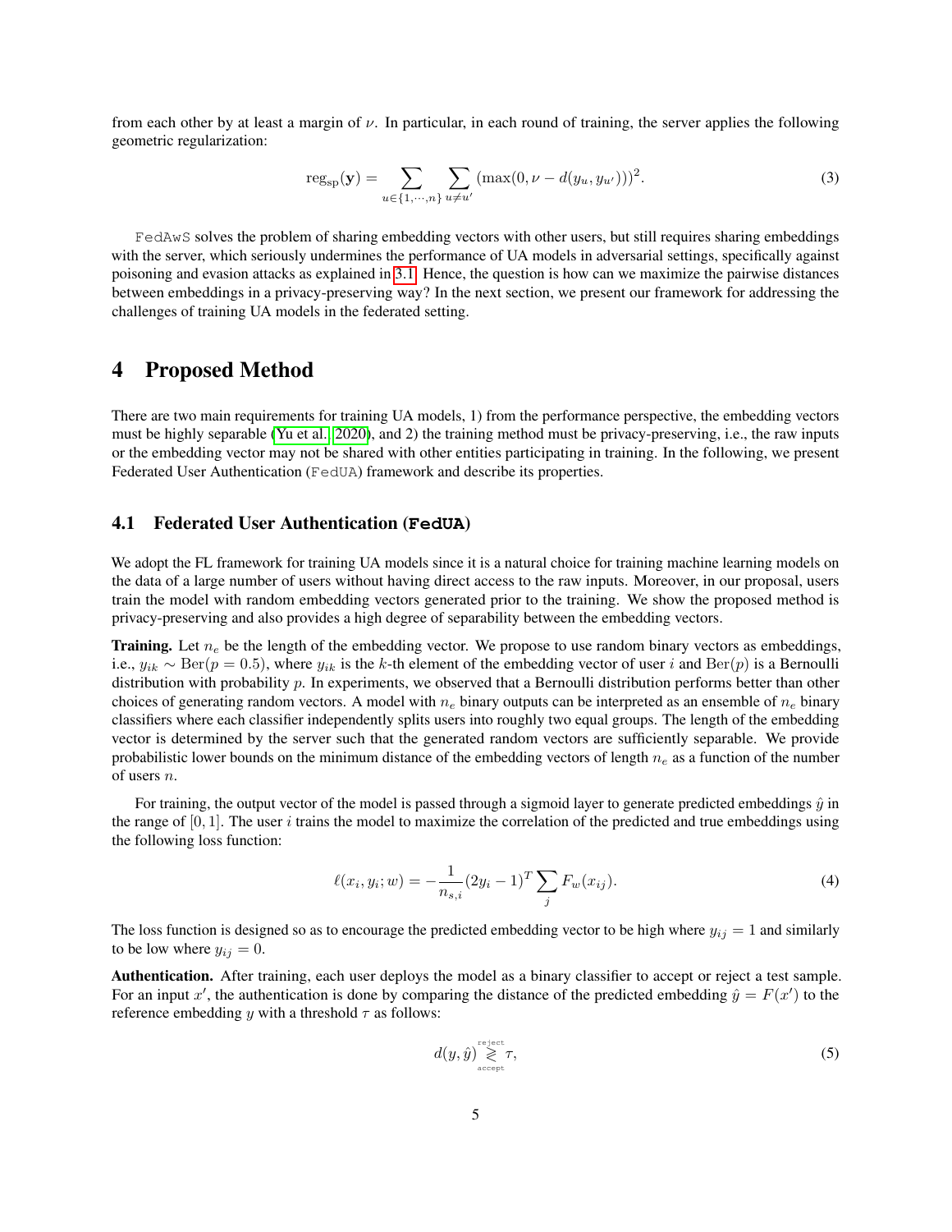from each other by at least a margin of $\nu$. In particular, in each round of training, the server applies the following geometric regularization:

$$\text{reg}_{\text{sp}}(\mathbf{y}) = \sum_{u \in \{1,\cdots,n\}} \sum_{u \neq u'} (\max(0, \nu - d(y_u, y_{u'})))^2. \tag{3}$$

FedAwS solves the problem of sharing embedding vectors with other users, but still requires sharing embeddings with the server, which seriously undermines the performance of UA models in adversarial settings, specifically against poisoning and evasion attacks as explained in 3.1. Hence, the question is how can we maximize the pairwise distances between embeddings in a privacy-preserving way? In the next section, we present our framework for addressing the challenges of training UA models in the federated setting.

# 4 Proposed Method

There are two main requirements for training UA models, 1) from the performance perspective, the embedding vectors must be highly separable (Yu et al., 2020), and 2) the training method must be privacy-preserving, i.e., the raw inputs or the embedding vector may not be shared with other entities participating in training. In the following, we present Federated User Authentication (FedUA) framework and describe its properties.

## 4.1 Federated User Authentication (FedUA)

We adopt the FL framework for training UA models since it is a natural choice for training machine learning models on the data of a large number of users without having direct access to the raw inputs. Moreover, in our proposal, users train the model with random embedding vectors generated prior to the training. We show the proposed method is privacy-preserving and also provides a high degree of separability between the embedding vectors.

**Training.** Let $n_e$ be the length of the embedding vector. We propose to use random binary vectors as embeddings, i.e., $y_{ik} \sim \text{Ber}(p = 0.5)$, where $y_{ik}$ is the $k$-th element of the embedding vector of user $i$ and $\text{Ber}(p)$ is a Bernoulli distribution with probability $p$. In experiments, we observed that a Bernoulli distribution performs better than other choices of generating random vectors. A model with $n_e$ binary outputs can be interpreted as an ensemble of $n_e$ binary classifiers where each classifier independently splits users into roughly two equal groups. The length of the embedding vector is determined by the server such that the generated random vectors are sufficiently separable. We provide probabilistic lower bounds on the minimum distance of the embedding vectors of length $n_e$ as a function of the number of users $n$.

For training, the output vector of the model is passed through a sigmoid layer to generate predicted embeddings $\hat{y}$ in the range of $[0, 1]$. The user $i$ trains the model to maximize the correlation of the predicted and true embeddings using the following loss function:

$$\ell(x_i, y_i; w) = -\frac{1}{n_{s,i}} (2y_i - 1)^T \sum_j F_w(x_{ij}). \tag{4}$$

The loss function is designed so as to encourage the predicted embedding vector to be high where $y_{ij} = 1$ and similarly to be low where $y_{ij} = 0$.

**Authentication.** After training, each user deploys the model as a binary classifier to accept or reject a test sample. For an input $x'$, the authentication is done by comparing the distance of the predicted embedding $\hat{y} = F(x')$ to the reference embedding $y$ with a threshold $\tau$ as follows:

$$d(y, \hat{y}) \underset{\text{accept}}{\overset{\text{reject}}{\gtrless}} \tau, \tag{5}$$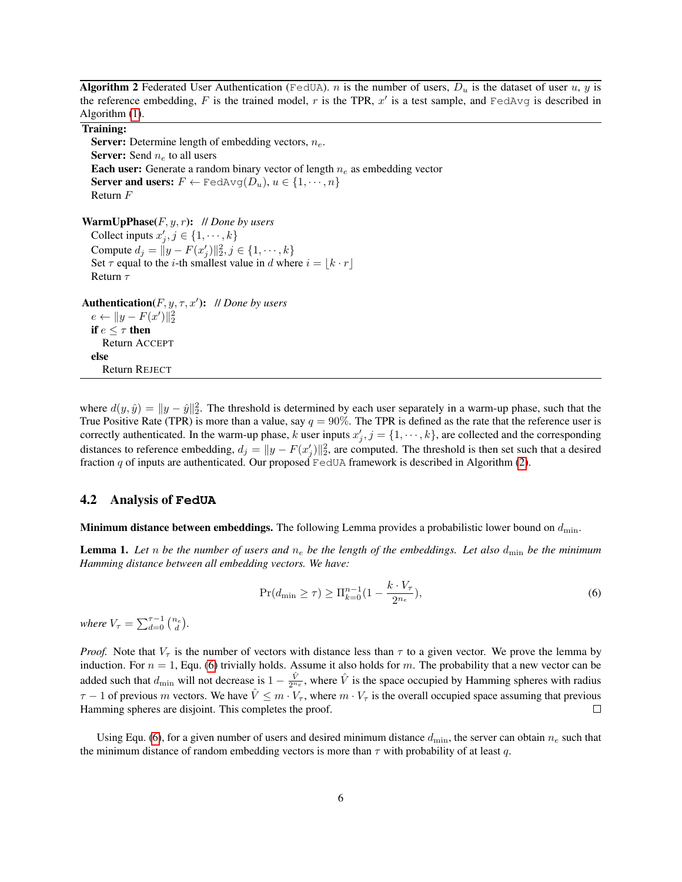**Algorithm 2** Federated User Authentication (FedUA). $n$ is the number of users, $D_u$ is the dataset of user $u$, $y$ is the reference embedding, $F$ is the trained model, $r$ is the TPR, $x'$ is a test sample, and FedAvg is described in Algorithm (1).

**Training:**
- **Server:** Determine length of embedding vectors, $n_e$.
- **Server:** Send $n_e$ to all users
- **Each user:** Generate a random binary vector of length $n_e$ as embedding vector
- **Server and users:** $F \leftarrow \texttt{FedAvg}(D_u), u \in \{1, \cdots, n\}$
- Return $F$

**WarmUpPhase**($F, y, r$): *// Done by users*
- Collect inputs $x'_j, j \in \{1, \cdots, k\}$
- Compute $d_j = \|y - F(x'_j)\|_2^2, j \in \{1, \cdots, k\}$
- Set $\tau$ equal to the $i$-th smallest value in $d$ where $i = \lfloor k \cdot r \rfloor$
- Return $\tau$

**Authentication**($F, y, \tau, x'$): *// Done by users*
- $e \leftarrow \|y - F(x')\|_2^2$
- **if** $e \leq \tau$ **then**
  - Return ACCEPT
- **else**
  - Return REJECT

where $d(y, \hat{y}) = \|y - \hat{y}\|_2^2$. The threshold is determined by each user separately in a warm-up phase, such that the True Positive Rate (TPR) is more than a value, say $q = 90\%$. The TPR is defined as the rate that the reference user is correctly authenticated. In the warm-up phase, $k$ user inputs $x'_j, j = \{1, \cdots, k\}$, are collected and the corresponding distances to reference embedding, $d_j = \|y - F(x'_j)\|_2^2$, are computed. The threshold is then set such that a desired fraction $q$ of inputs are authenticated. Our proposed FedUA framework is described in Algorithm (2).

## 4.2 Analysis of FedUA

**Minimum distance between embeddings.** The following Lemma provides a probabilistic lower bound on $d_{\min}$.

**Lemma 1.** *Let $n$ be the number of users and $n_e$ be the length of the embeddings. Let also $d_{\min}$ be the minimum Hamming distance between all embedding vectors. We have:*

$$\Pr(d_{\min} \geq \tau) \geq \Pi_{k=0}^{n-1}(1 - \frac{k \cdot V_\tau}{2^{n_e}}), \tag{6}$$

*where $V_\tau = \sum_{d=0}^{\tau-1} \binom{n_e}{d}$.*

*Proof.* Note that $V_\tau$ is the number of vectors with distance less than $\tau$ to a given vector. We prove the lemma by induction. For $n = 1$, Equ. (6) trivially holds. Assume it also holds for $m$. The probability that a new vector can be added such that $d_{\min}$ will not decrease is $1 - \frac{\hat{V}}{2^{n_e}}$, where $\hat{V}$ is the space occupied by Hamming spheres with radius $\tau - 1$ of previous $m$ vectors. We have $\hat{V} \leq m \cdot V_\tau$, where $m \cdot V_\tau$ is the overall occupied space assuming that previous Hamming spheres are disjoint. This completes the proof. □

Using Equ. (6), for a given number of users and desired minimum distance $d_{\min}$, the server can obtain $n_e$ such that the minimum distance of random embedding vectors is more than $\tau$ with probability of at least $q$.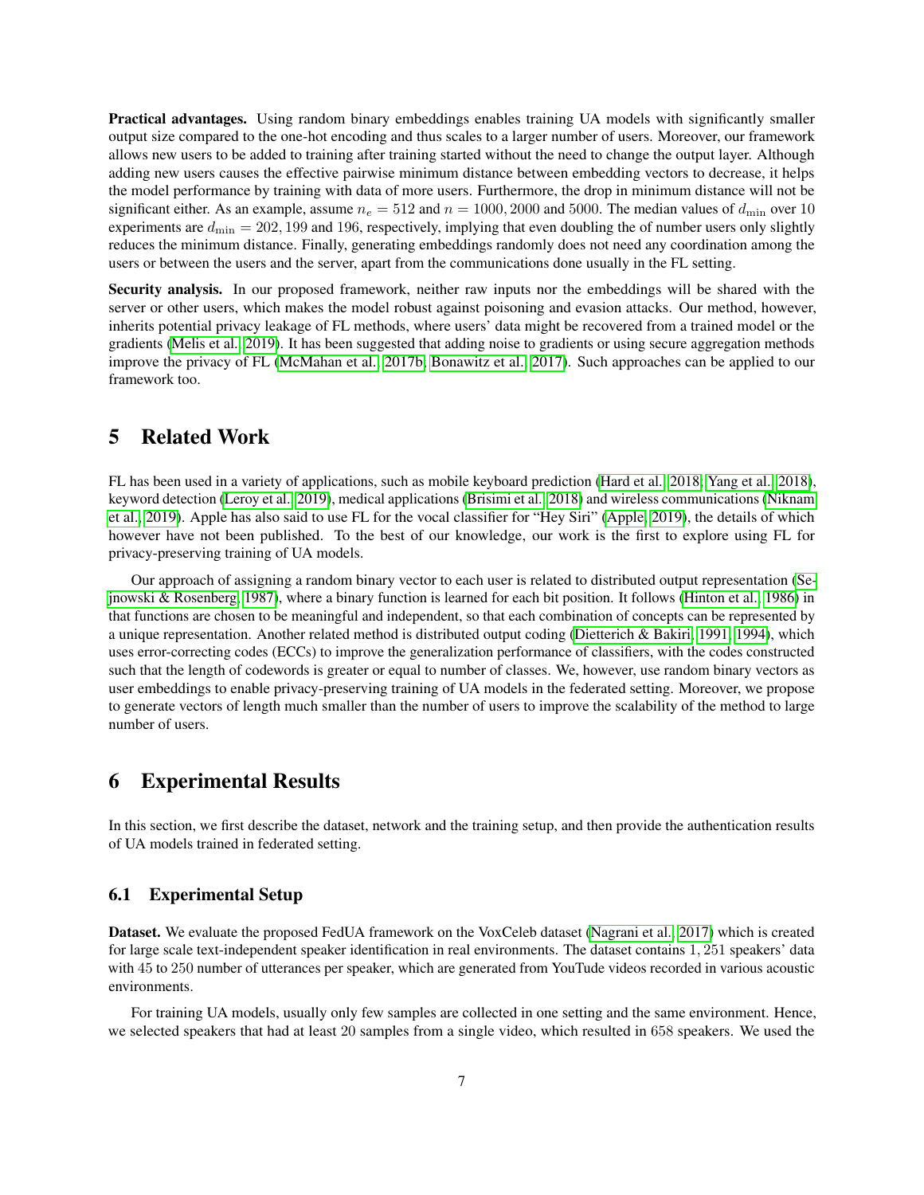**Practical advantages.** Using random binary embeddings enables training UA models with significantly smaller output size compared to the one-hot encoding and thus scales to a larger number of users. Moreover, our framework allows new users to be added to training after training started without the need to change the output layer. Although adding new users causes the effective pairwise minimum distance between embedding vectors to decrease, it helps the model performance by training with data of more users. Furthermore, the drop in minimum distance will not be significant either. As an example, assume $n_e = 512$ and $n = 1000, 2000$ and $5000$. The median values of $d_{\min}$ over 10 experiments are $d_{\min} = 202, 199$ and $196$, respectively, implying that even doubling the of number users only slightly reduces the minimum distance. Finally, generating embeddings randomly does not need any coordination among the users or between the users and the server, apart from the communications done usually in the FL setting.

**Security analysis.** In our proposed framework, neither raw inputs nor the embeddings will be shared with the server or other users, which makes the model robust against poisoning and evasion attacks. Our method, however, inherits potential privacy leakage of FL methods, where users' data might be recovered from a trained model or the gradients (Melis et al., 2019). It has been suggested that adding noise to gradients or using secure aggregation methods improve the privacy of FL (McMahan et al., 2017b; Bonawitz et al., 2017). Such approaches can be applied to our framework too.

# 5 Related Work

FL has been used in a variety of applications, such as mobile keyboard prediction (Hard et al., 2018; Yang et al., 2018), keyword detection (Leroy et al., 2019), medical applications (Brisimi et al., 2018) and wireless communications (Niknam et al., 2019). Apple has also said to use FL for the vocal classifier for "Hey Siri" (Apple, 2019), the details of which however have not been published. To the best of our knowledge, our work is the first to explore using FL for privacy-preserving training of UA models.

Our approach of assigning a random binary vector to each user is related to distributed output representation (Sejnowski & Rosenberg, 1987), where a binary function is learned for each bit position. It follows (Hinton et al., 1986) in that functions are chosen to be meaningful and independent, so that each combination of concepts can be represented by a unique representation. Another related method is distributed output coding (Dietterich & Bakiri, 1991, 1994), which uses error-correcting codes (ECCs) to improve the generalization performance of classifiers, with the codes constructed such that the length of codewords is greater or equal to number of classes. We, however, use random binary vectors as user embeddings to enable privacy-preserving training of UA models in the federated setting. Moreover, we propose to generate vectors of length much smaller than the number of users to improve the scalability of the method to large number of users.

# 6 Experimental Results

In this section, we first describe the dataset, network and the training setup, and then provide the authentication results of UA models trained in federated setting.

## 6.1 Experimental Setup

**Dataset.** We evaluate the proposed FedUA framework on the VoxCeleb dataset (Nagrani et al., 2017) which is created for large scale text-independent speaker identification in real environments. The dataset contains $1,251$ speakers' data with $45$ to $250$ number of utterances per speaker, which are generated from YouTude videos recorded in various acoustic environments.

For training UA models, usually only few samples are collected in one setting and the same environment. Hence, we selected speakers that had at least $20$ samples from a single video, which resulted in $658$ speakers. We used the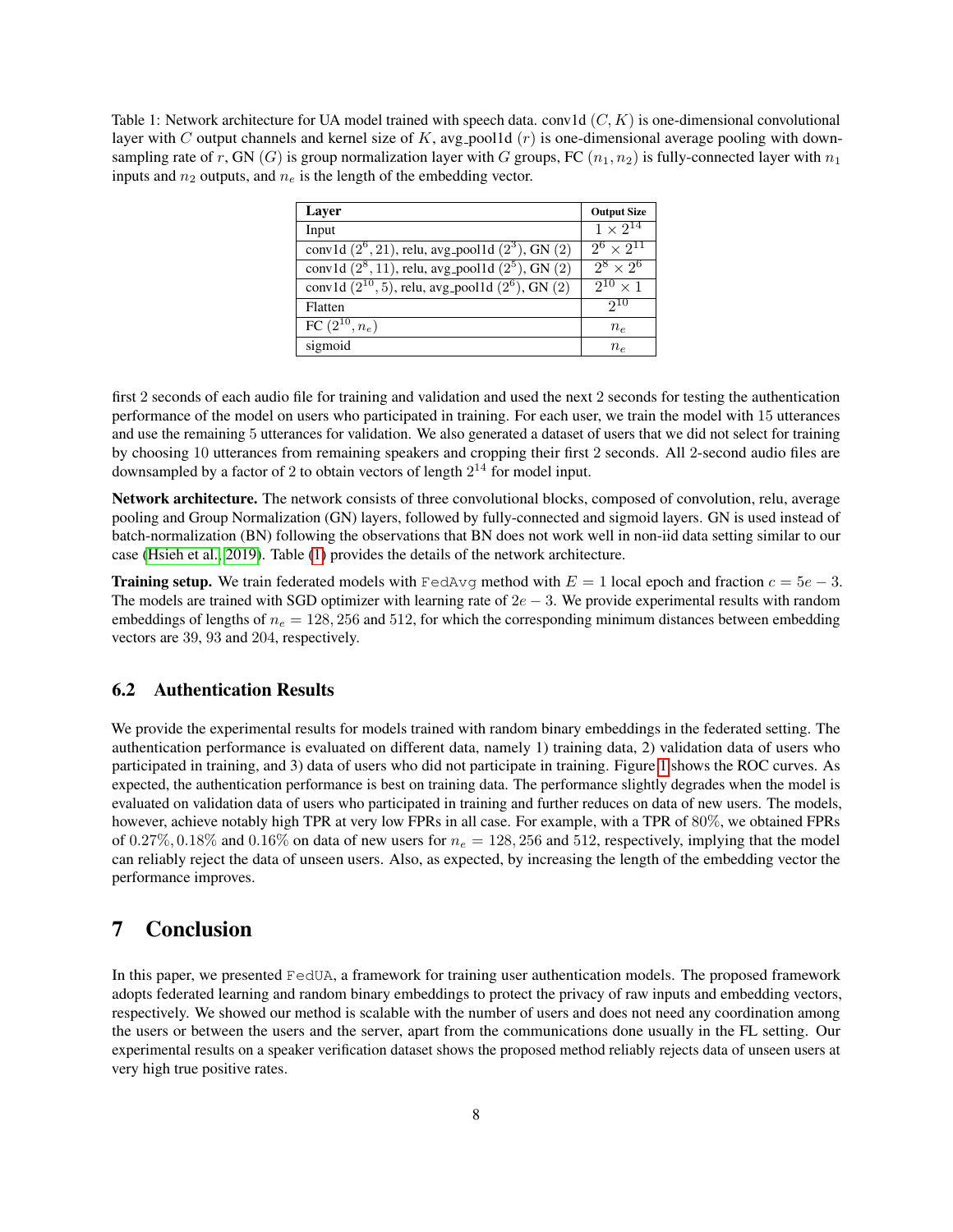Table 1: Network architecture for UA model trained with speech data. conv1d $(C, K)$ is one-dimensional convolutional layer with $C$ output channels and kernel size of $K$, avg_pool1d $(r)$ is one-dimensional average pooling with down-sampling rate of $r$, GN $(G)$ is group normalization layer with $G$ groups, FC $(n_1, n_2)$ is fully-connected layer with $n_1$ inputs and $n_2$ outputs, and $n_e$ is the length of the embedding vector.

| Layer | Output Size |
|---|---|
| Input | $1 \times 2^{14}$ |
| conv1d $(2^6, 21)$, relu, avg_pool1d $(2^3)$, GN $(2)$ | $2^6 \times 2^{11}$ |
| conv1d $(2^8, 11)$, relu, avg_pool1d $(2^5)$, GN $(2)$ | $2^8 \times 2^6$ |
| conv1d $(2^{10}, 5)$, relu, avg_pool1d $(2^6)$, GN $(2)$ | $2^{10} \times 1$ |
| Flatten | $2^{10}$ |
| FC $(2^{10}, n_e)$ | $n_e$ |
| sigmoid | $n_e$ |

first 2 seconds of each audio file for training and validation and used the next 2 seconds for testing the authentication performance of the model on users who participated in training. For each user, we train the model with 15 utterances and use the remaining 5 utterances for validation. We also generated a dataset of users that we did not select for training by choosing 10 utterances from remaining speakers and cropping their first 2 seconds. All 2-second audio files are downsampled by a factor of 2 to obtain vectors of length $2^{14}$ for model input.

**Network architecture.** The network consists of three convolutional blocks, composed of convolution, relu, average pooling and Group Normalization (GN) layers, followed by fully-connected and sigmoid layers. GN is used instead of batch-normalization (BN) following the observations that BN does not work well in non-iid data setting similar to our case (Hsieh et al., 2019). Table (1) provides the details of the network architecture.

**Training setup.** We train federated models with `FedAvg` method with $E = 1$ local epoch and fraction $c = 5e-3$. The models are trained with SGD optimizer with learning rate of $2e-3$. We provide experimental results with random embeddings of lengths of $n_e = 128, 256$ and $512$, for which the corresponding minimum distances between embedding vectors are 39, 93 and 204, respectively.

### 6.2 Authentication Results

We provide the experimental results for models trained with random binary embeddings in the federated setting. The authentication performance is evaluated on different data, namely 1) training data, 2) validation data of users who participated in training, and 3) data of users who did not participate in training. Figure 1 shows the ROC curves. As expected, the authentication performance is best on training data. The performance slightly degrades when the model is evaluated on validation data of users who participated in training and further reduces on data of new users. The models, however, achieve notably high TPR at very low FPRs in all case. For example, with a TPR of 80%, we obtained FPRs of 0.27%, 0.18% and 0.16% on data of new users for $n_e = 128, 256$ and $512$, respectively, implying that the model can reliably reject the data of unseen users. Also, as expected, by increasing the length of the embedding vector the performance improves.

## 7 Conclusion

In this paper, we presented `FedUA`, a framework for training user authentication models. The proposed framework adopts federated learning and random binary embeddings to protect the privacy of raw inputs and embedding vectors, respectively. We showed our method is scalable with the number of users and does not need any coordination among the users or between the users and the server, apart from the communications done usually in the FL setting. Our experimental results on a speaker verification dataset shows the proposed method reliably rejects data of unseen users at very high true positive rates.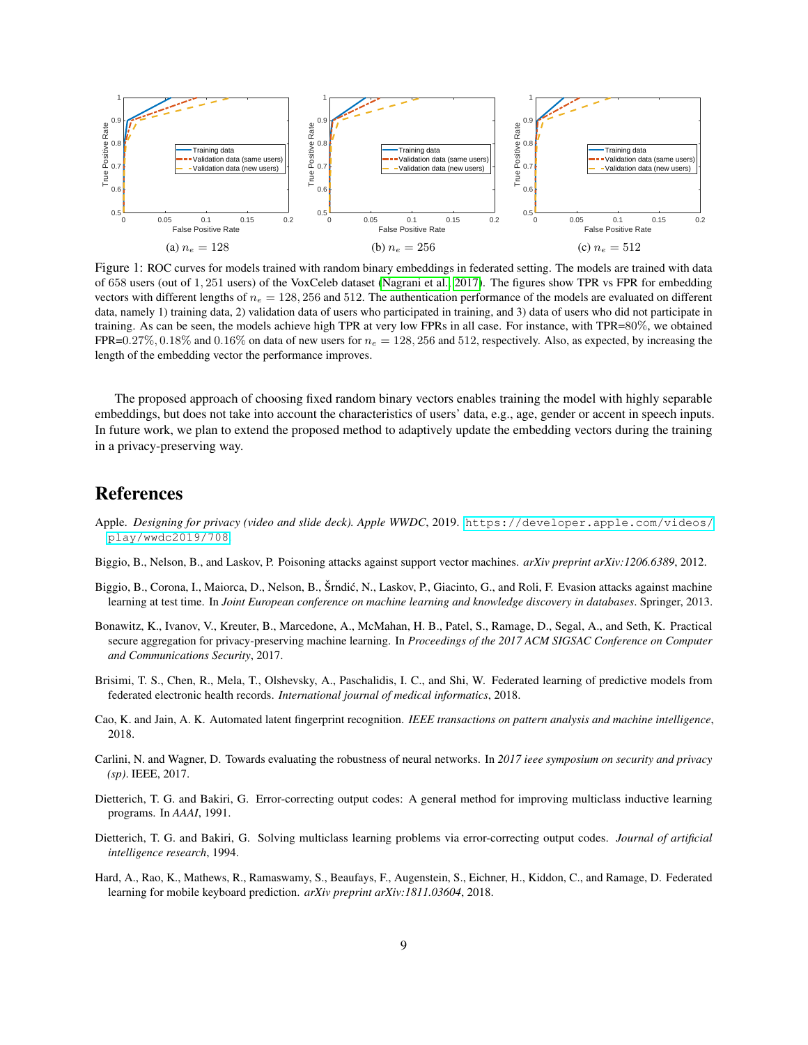Figure 1: ROC curves for models trained with random binary embeddings in federated setting. The models are trained with data of 658 users (out of 1,251 users) of the VoxCeleb dataset (Nagrani et al., 2017). The figures show TPR vs FPR for embedding vectors with different lengths of $n_e = 128, 256$ and 512. The authentication performance of the models are evaluated on different data, namely 1) training data, 2) validation data of users who participated in training, and 3) data of users who did not participate in training. As can be seen, the models achieve high TPR at very low FPRs in all case. For instance, with TPR=80%, we obtained FPR=0.27%, 0.18% and 0.16% on data of new users for $n_e = 128, 256$ and 512, respectively. Also, as expected, by increasing the length of the embedding vector the performance improves.

(a) $n_e = 128$ (b) $n_e = 256$ (c) $n_e = 512$

The proposed approach of choosing fixed random binary vectors enables training the model with highly separable embeddings, but does not take into account the characteristics of users' data, e.g., age, gender or accent in speech inputs. In future work, we plan to extend the proposed method to adaptively update the embedding vectors during the training in a privacy-preserving way.

## References

Apple. *Designing for privacy (video and slide deck). Apple WWDC*, 2019. https://developer.apple.com/videos/play/wwdc2019/708.

Biggio, B., Nelson, B., and Laskov, P. Poisoning attacks against support vector machines. *arXiv preprint arXiv:1206.6389*, 2012.

Biggio, B., Corona, I., Maiorca, D., Nelson, B., Šrndić, N., Laskov, P., Giacinto, G., and Roli, F. Evasion attacks against machine learning at test time. In *Joint European conference on machine learning and knowledge discovery in databases*. Springer, 2013.

Bonawitz, K., Ivanov, V., Kreuter, B., Marcedone, A., McMahan, H. B., Patel, S., Ramage, D., Segal, A., and Seth, K. Practical secure aggregation for privacy-preserving machine learning. In *Proceedings of the 2017 ACM SIGSAC Conference on Computer and Communications Security*, 2017.

Brisimi, T. S., Chen, R., Mela, T., Olshevsky, A., Paschalidis, I. C., and Shi, W. Federated learning of predictive models from federated electronic health records. *International journal of medical informatics*, 2018.

Cao, K. and Jain, A. K. Automated latent fingerprint recognition. *IEEE transactions on pattern analysis and machine intelligence*, 2018.

Carlini, N. and Wagner, D. Towards evaluating the robustness of neural networks. In *2017 ieee symposium on security and privacy (sp)*. IEEE, 2017.

Dietterich, T. G. and Bakiri, G. Error-correcting output codes: A general method for improving multiclass inductive learning programs. In *AAAI*, 1991.

Dietterich, T. G. and Bakiri, G. Solving multiclass learning problems via error-correcting output codes. *Journal of artificial intelligence research*, 1994.

Hard, A., Rao, K., Mathews, R., Ramaswamy, S., Beaufays, F., Augenstein, S., Eichner, H., Kiddon, C., and Ramage, D. Federated learning for mobile keyboard prediction. *arXiv preprint arXiv:1811.03604*, 2018.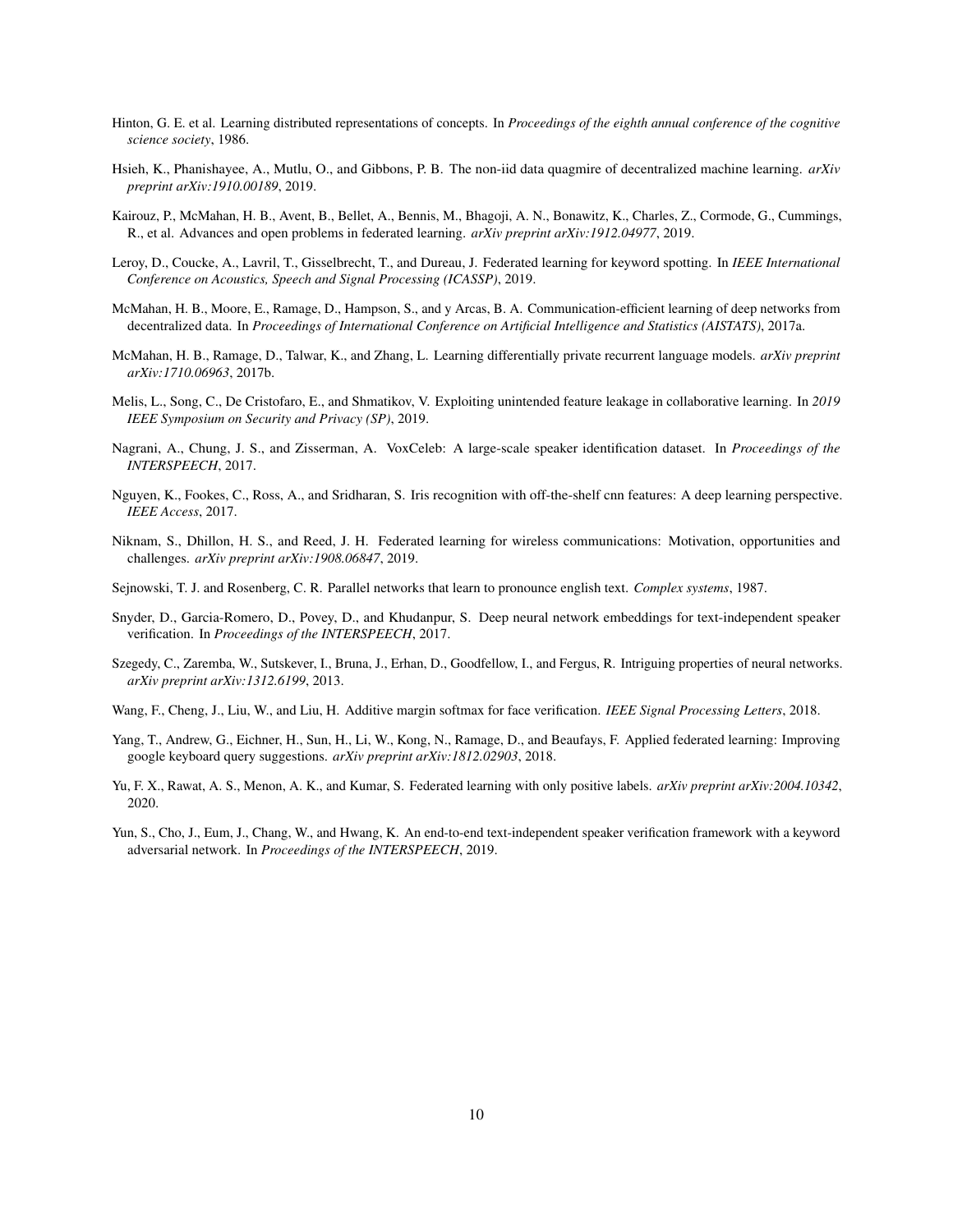Hinton, G. E. et al. Learning distributed representations of concepts. In *Proceedings of the eighth annual conference of the cognitive science society*, 1986.

Hsieh, K., Phanishayee, A., Mutlu, O., and Gibbons, P. B. The non-iid data quagmire of decentralized machine learning. *arXiv preprint arXiv:1910.00189*, 2019.

Kairouz, P., McMahan, H. B., Avent, B., Bellet, A., Bennis, M., Bhagoji, A. N., Bonawitz, K., Charles, Z., Cormode, G., Cummings, R., et al. Advances and open problems in federated learning. *arXiv preprint arXiv:1912.04977*, 2019.

Leroy, D., Coucke, A., Lavril, T., Gisselbrecht, T., and Dureau, J. Federated learning for keyword spotting. In *IEEE International Conference on Acoustics, Speech and Signal Processing (ICASSP)*, 2019.

McMahan, H. B., Moore, E., Ramage, D., Hampson, S., and y Arcas, B. A. Communication-efficient learning of deep networks from decentralized data. In *Proceedings of International Conference on Artificial Intelligence and Statistics (AISTATS)*, 2017a.

McMahan, H. B., Ramage, D., Talwar, K., and Zhang, L. Learning differentially private recurrent language models. *arXiv preprint arXiv:1710.06963*, 2017b.

Melis, L., Song, C., De Cristofaro, E., and Shmatikov, V. Exploiting unintended feature leakage in collaborative learning. In *2019 IEEE Symposium on Security and Privacy (SP)*, 2019.

Nagrani, A., Chung, J. S., and Zisserman, A. VoxCeleb: A large-scale speaker identification dataset. In *Proceedings of the INTERSPEECH*, 2017.

Nguyen, K., Fookes, C., Ross, A., and Sridharan, S. Iris recognition with off-the-shelf cnn features: A deep learning perspective. *IEEE Access*, 2017.

Niknam, S., Dhillon, H. S., and Reed, J. H. Federated learning for wireless communications: Motivation, opportunities and challenges. *arXiv preprint arXiv:1908.06847*, 2019.

Sejnowski, T. J. and Rosenberg, C. R. Parallel networks that learn to pronounce english text. *Complex systems*, 1987.

Snyder, D., Garcia-Romero, D., Povey, D., and Khudanpur, S. Deep neural network embeddings for text-independent speaker verification. In *Proceedings of the INTERSPEECH*, 2017.

Szegedy, C., Zaremba, W., Sutskever, I., Bruna, J., Erhan, D., Goodfellow, I., and Fergus, R. Intriguing properties of neural networks. *arXiv preprint arXiv:1312.6199*, 2013.

Wang, F., Cheng, J., Liu, W., and Liu, H. Additive margin softmax for face verification. *IEEE Signal Processing Letters*, 2018.

Yang, T., Andrew, G., Eichner, H., Sun, H., Li, W., Kong, N., Ramage, D., and Beaufays, F. Applied federated learning: Improving google keyboard query suggestions. *arXiv preprint arXiv:1812.02903*, 2018.

Yu, F. X., Rawat, A. S., Menon, A. K., and Kumar, S. Federated learning with only positive labels. *arXiv preprint arXiv:2004.10342*, 2020.

Yun, S., Cho, J., Eum, J., Chang, W., and Hwang, K. An end-to-end text-independent speaker verification framework with a keyword adversarial network. In *Proceedings of the INTERSPEECH*, 2019.